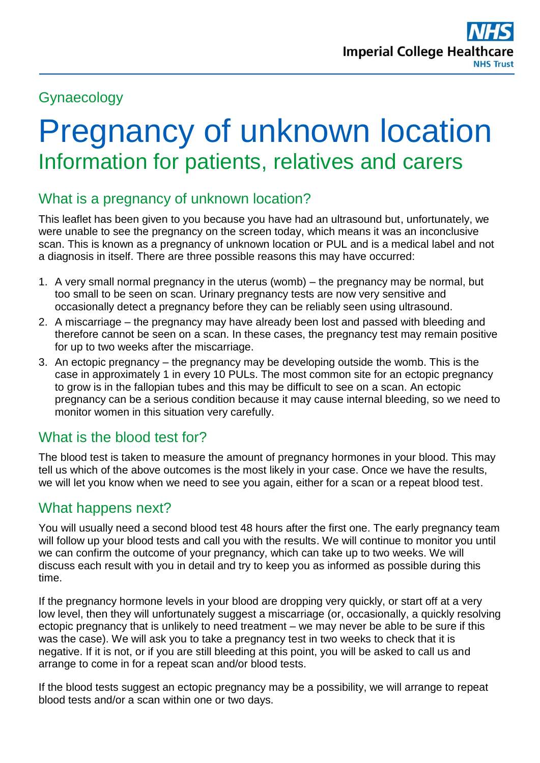Gynaecology

# Pregnancy of unknown location

## Information for patients, relatives and carers

### What is a pregnancy of unknown location?

This leaflet has been given to you because you have had an ultrasound but, unfortunately, we were unable to see the pregnancy on the screen today, which means it was an inconclusive scan. This is known as a pregnancy of unknown location or PUL and is a medical label and not a diagnosis in itself. There are three possible reasons this may have occurred:

1. A very small normal pregnancy in the uterus (womb) – the pregnancy may be normal, but too small to be seen on scan. Urinary pregnancy tests are now very sensitive and occasionally detect a pregnancy before they can be reliably seen using ultrasound.
2. A miscarriage – the pregnancy may have already been lost and passed with bleeding and therefore cannot be seen on a scan. In these cases, the pregnancy test may remain positive for up to two weeks after the miscarriage.
3. An ectopic pregnancy – the pregnancy may be developing outside the womb. This is the case in approximately 1 in every 10 PULs. The most common site for an ectopic pregnancy to grow is in the fallopian tubes and this may be difficult to see on a scan. An ectopic pregnancy can be a serious condition because it may cause internal bleeding, so we need to monitor women in this situation very carefully.

### What is the blood test for?

The blood test is taken to measure the amount of pregnancy hormones in your blood. This may tell us which of the above outcomes is the most likely in your case. Once we have the results, we will let you know when we need to see you again, either for a scan or a repeat blood test.

### What happens next?

You will usually need a second blood test 48 hours after the first one. The early pregnancy team will follow up your blood tests and call you with the results. We will continue to monitor you until we can confirm the outcome of your pregnancy, which can take up to two weeks. We will discuss each result with you in detail and try to keep you as informed as possible during this time.

If the pregnancy hormone levels in your blood are dropping very quickly, or start off at a very low level, then they will unfortunately suggest a miscarriage (or, occasionally, a quickly resolving ectopic pregnancy that is unlikely to need treatment – we may never be able to be sure if this was the case). We will ask you to take a pregnancy test in two weeks to check that it is negative. If it is not, or if you are still bleeding at this point, you will be asked to call us and arrange to come in for a repeat scan and/or blood tests.

If the blood tests suggest an ectopic pregnancy may be a possibility, we will arrange to repeat blood tests and/or a scan within one or two days.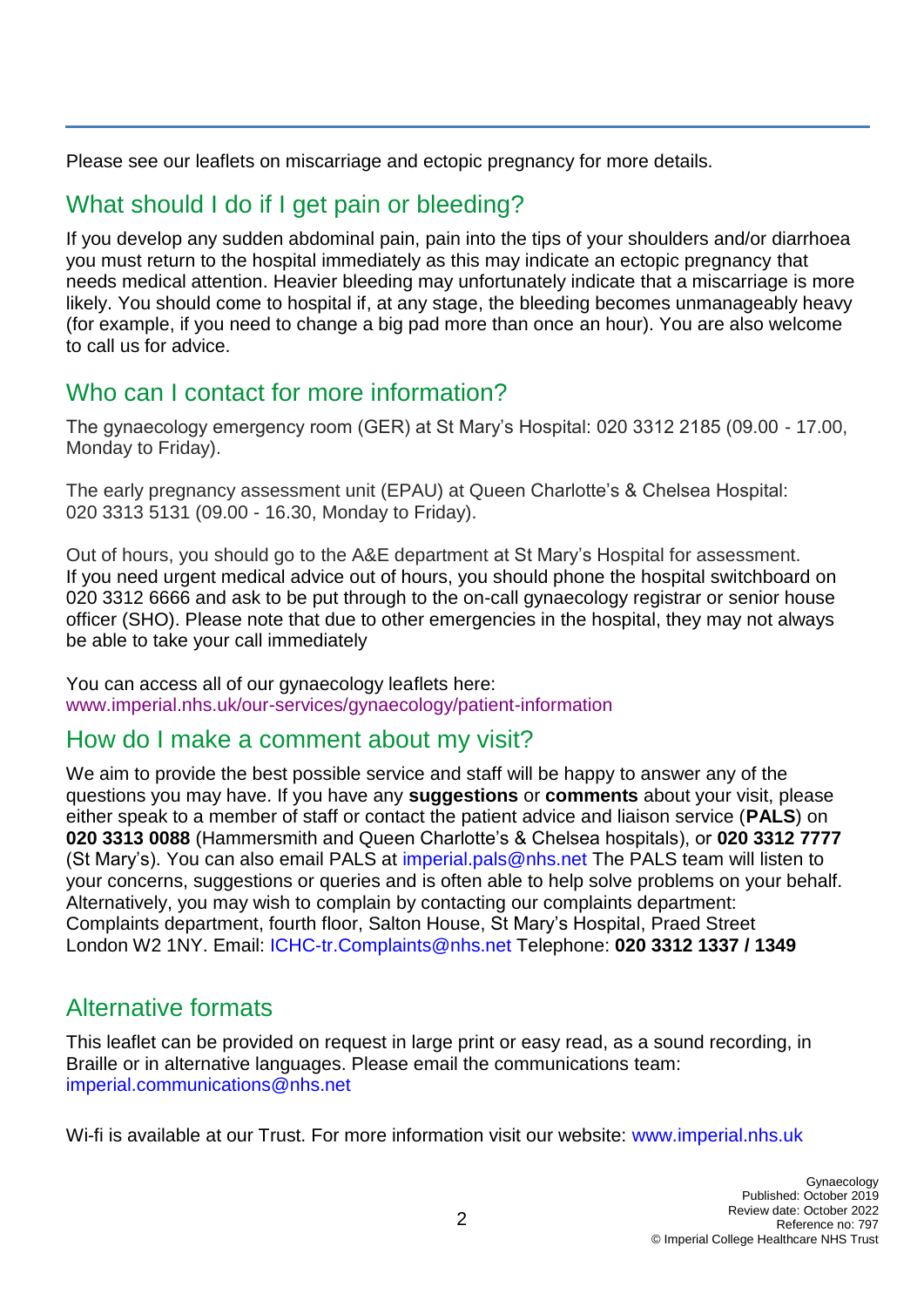Please see our leaflets on miscarriage and ectopic pregnancy for more details.

## What should I do if I get pain or bleeding?

If you develop any sudden abdominal pain, pain into the tips of your shoulders and/or diarrhoea you must return to the hospital immediately as this may indicate an ectopic pregnancy that needs medical attention. Heavier bleeding may unfortunately indicate that a miscarriage is more likely. You should come to hospital if, at any stage, the bleeding becomes unmanageably heavy (for example, if you need to change a big pad more than once an hour). You are also welcome to call us for advice.

## Who can I contact for more information?

The gynaecology emergency room (GER) at St Mary's Hospital: 020 3312 2185 (09.00 - 17.00, Monday to Friday).

The early pregnancy assessment unit (EPAU) at Queen Charlotte's & Chelsea Hospital: 020 3313 5131 (09.00 - 16.30, Monday to Friday).

Out of hours, you should go to the A&E department at St Mary's Hospital for assessment. If you need urgent medical advice out of hours, you should phone the hospital switchboard on 020 3312 6666 and ask to be put through to the on-call gynaecology registrar or senior house officer (SHO). Please note that due to other emergencies in the hospital, they may not always be able to take your call immediately

You can access all of our gynaecology leaflets here:
www.imperial.nhs.uk/our-services/gynaecology/patient-information

## How do I make a comment about my visit?

We aim to provide the best possible service and staff will be happy to answer any of the questions you may have. If you have any **suggestions** or **comments** about your visit, please either speak to a member of staff or contact the patient advice and liaison service (**PALS**) on **020 3313 0088** (Hammersmith and Queen Charlotte's & Chelsea hospitals), or **020 3312 7777** (St Mary's). You can also email PALS at imperial.pals@nhs.net The PALS team will listen to your concerns, suggestions or queries and is often able to help solve problems on your behalf. Alternatively, you may wish to complain by contacting our complaints department: Complaints department, fourth floor, Salton House, St Mary's Hospital, Praed Street London W2 1NY. Email: ICHC-tr.Complaints@nhs.net Telephone: **020 3312 1337 / 1349**

## Alternative formats

This leaflet can be provided on request in large print or easy read, as a sound recording, in Braille or in alternative languages. Please email the communications team: imperial.communications@nhs.net

Wi-fi is available at our Trust. For more information visit our website: www.imperial.nhs.uk

Gynaecology
Published: October 2019
Review date: October 2022
Reference no: 797
© Imperial College Healthcare NHS Trust